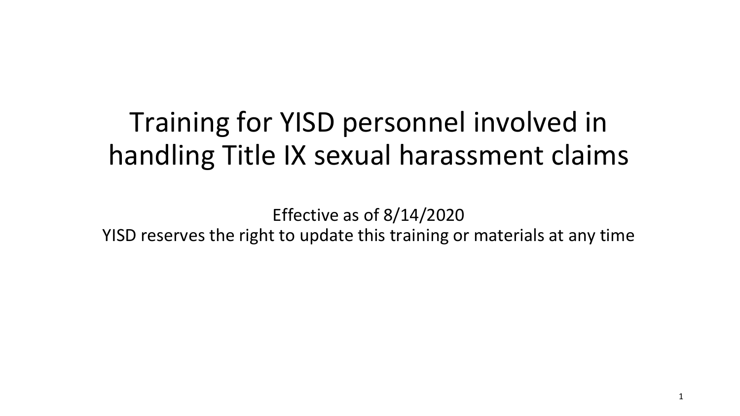# Training for YISD personnel involved in handling Title IX sexual harassment claims

Effective as of 8/14/2020

YISD reserves the right to update this training or materials at any time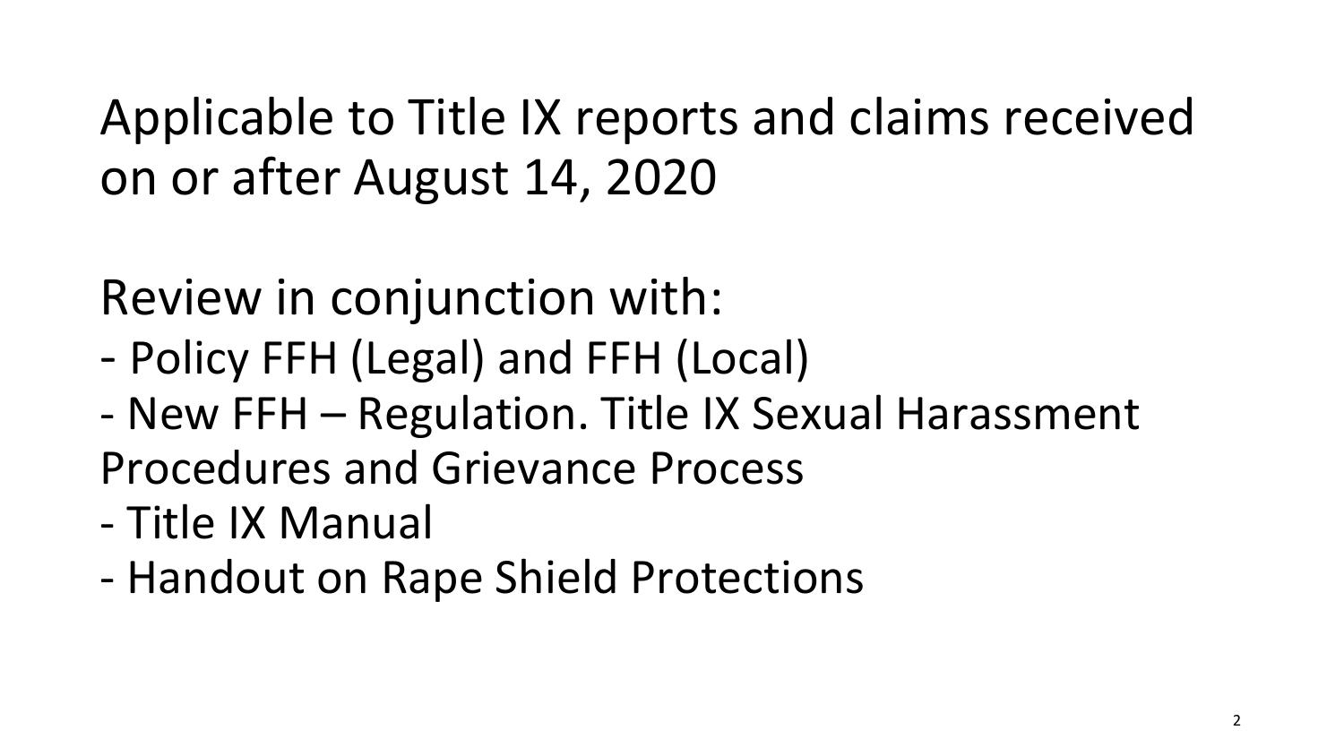Applicable to Title IX reports and claims received on or after August 14, 2020

Review in conjunction with:

- Policy FFH (Legal) and FFH (Local)
- New FFH – Regulation. Title IX Sexual Harassment Procedures and Grievance Process
- Title IX Manual
- Handout on Rape Shield Protections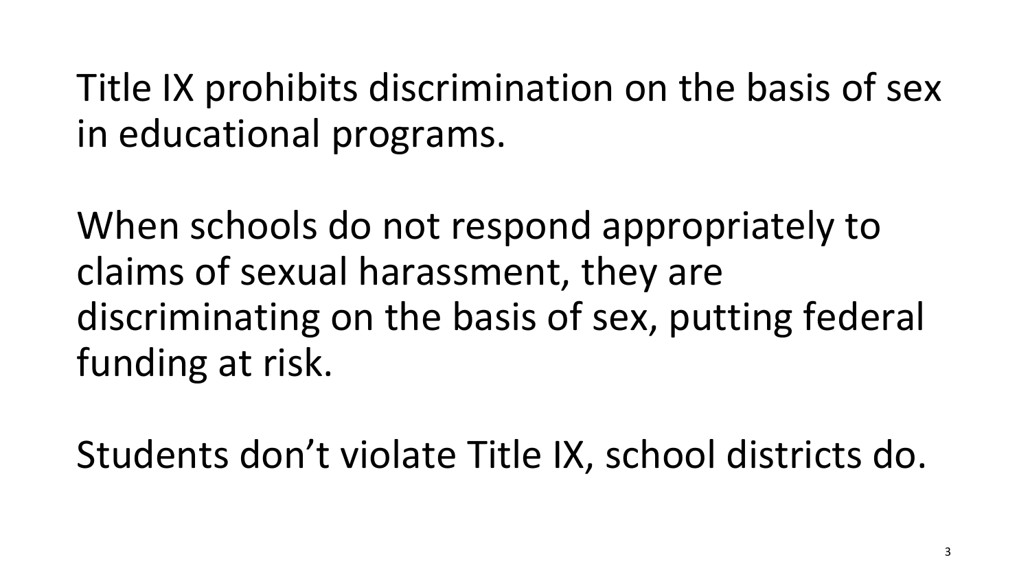Title IX prohibits discrimination on the basis of sex in educational programs.

When schools do not respond appropriately to claims of sexual harassment, they are discriminating on the basis of sex, putting federal funding at risk.

Students don't violate Title IX, school districts do.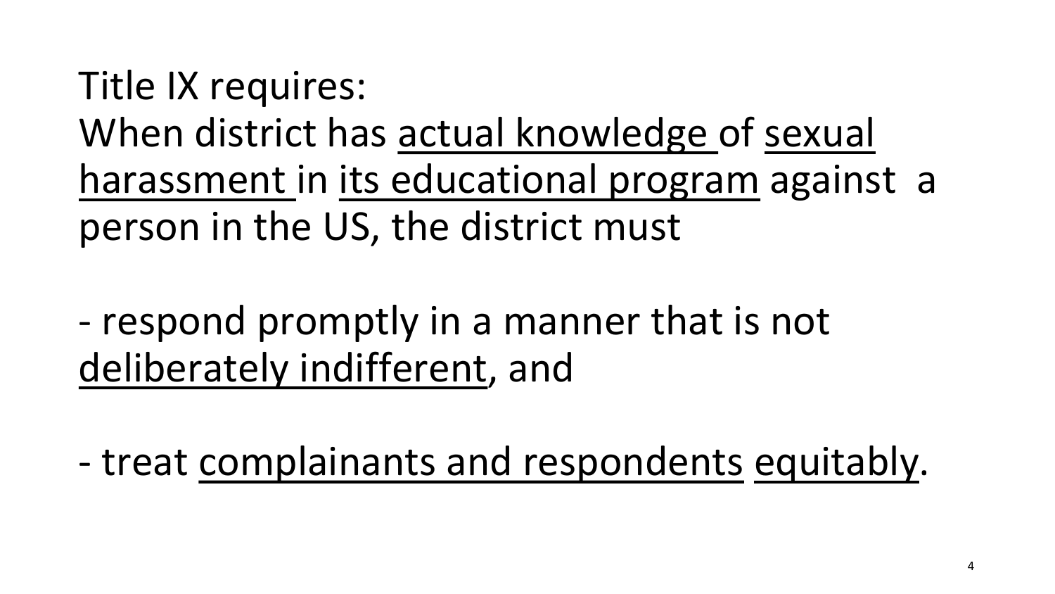Title IX requires:
When district has <u>actual knowledge</u> of <u>sexual harassment</u> in <u>its educational program</u> against a person in the US, the district must

- respond promptly in a manner that is not <u>deliberately indifferent</u>, and

- treat <u>complainants and respondents</u> <u>equitably</u>.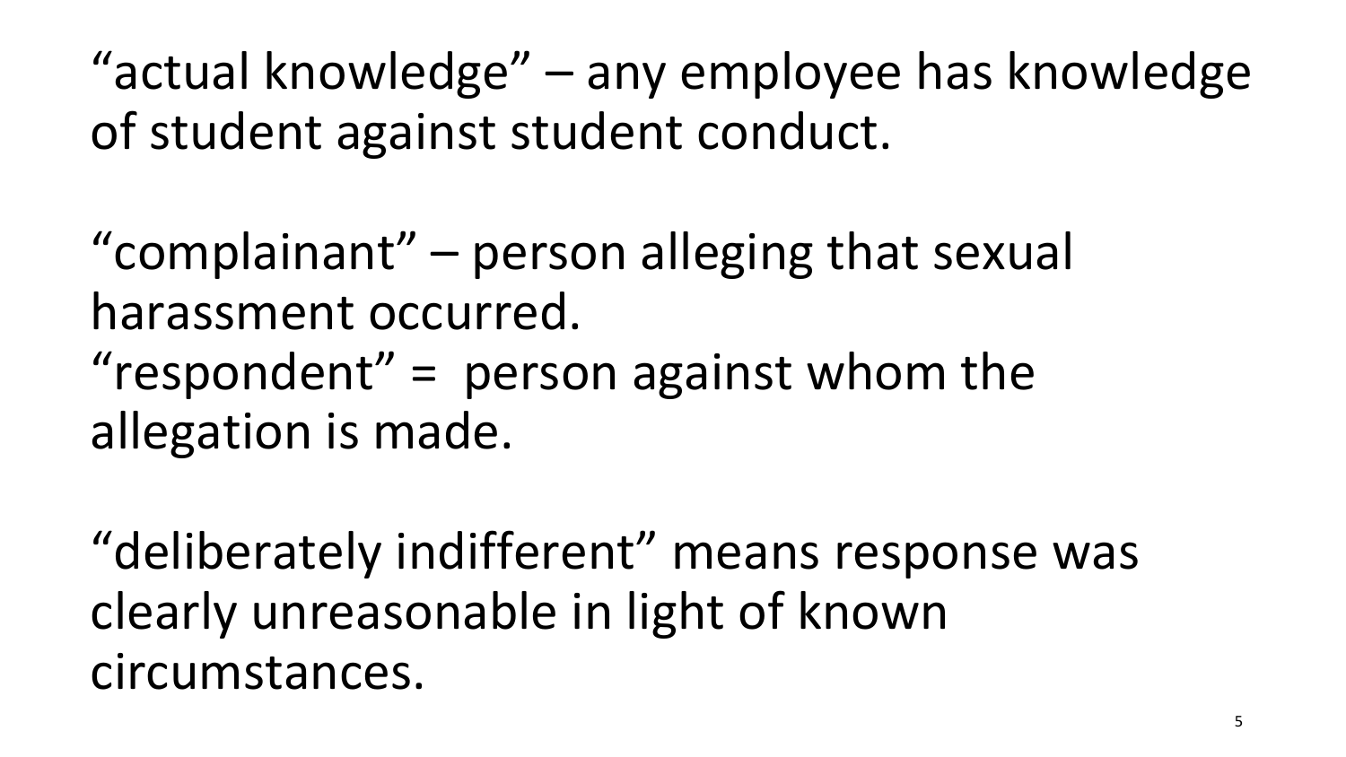"actual knowledge" – any employee has knowledge of student against student conduct.

"complainant" – person alleging that sexual harassment occurred.
"respondent" = person against whom the allegation is made.

"deliberately indifferent" means response was clearly unreasonable in light of known circumstances.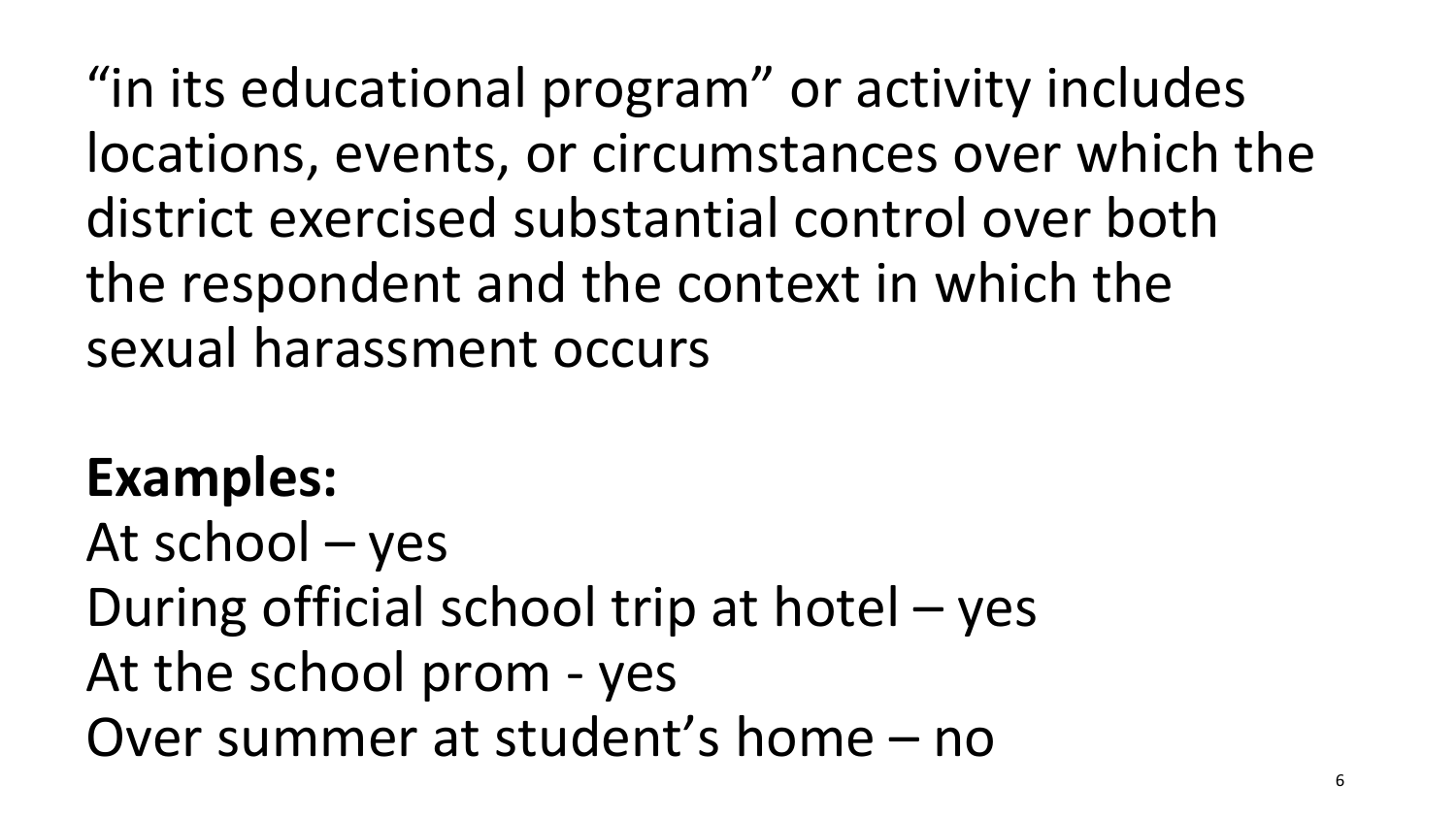"in its educational program" or activity includes locations, events, or circumstances over which the district exercised substantial control over both the respondent and the context in which the sexual harassment occurs

**Examples:**

At school – yes
During official school trip at hotel – yes
At the school prom - yes
Over summer at student's home – no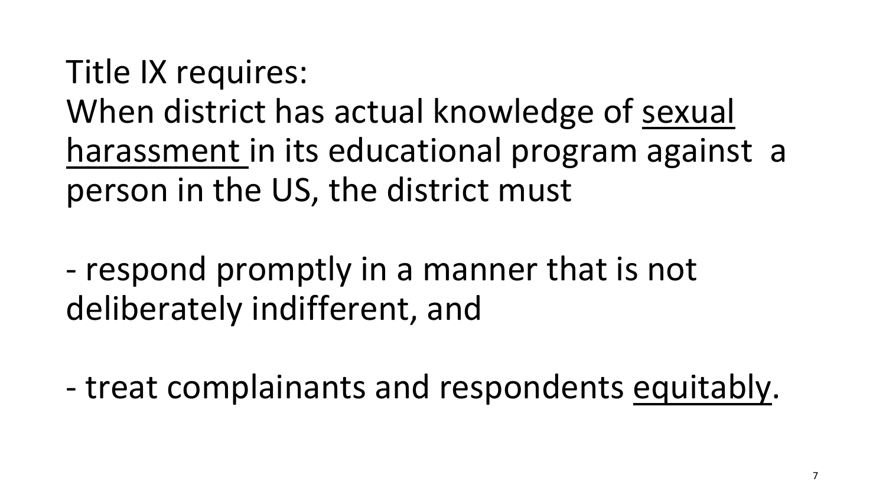Title IX requires:
When district has actual knowledge of <u>sexual harassment</u> in its educational program against a person in the US, the district must

- respond promptly in a manner that is not deliberately indifferent, and

- treat complainants and respondents <u>equitably</u>.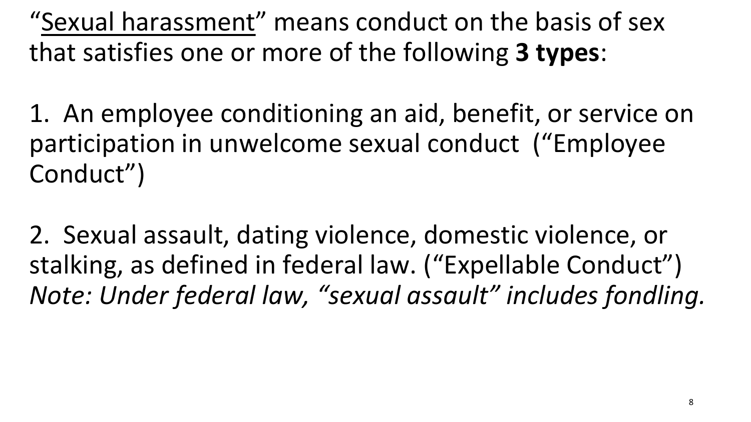"<u>Sexual harassment</u>" means conduct on the basis of sex that satisfies one or more of the following **3 types**:

1. An employee conditioning an aid, benefit, or service on participation in unwelcome sexual conduct ("Employee Conduct")

2. Sexual assault, dating violence, domestic violence, or stalking, as defined in federal law. ("Expellable Conduct")
*Note: Under federal law, "sexual assault" includes fondling.*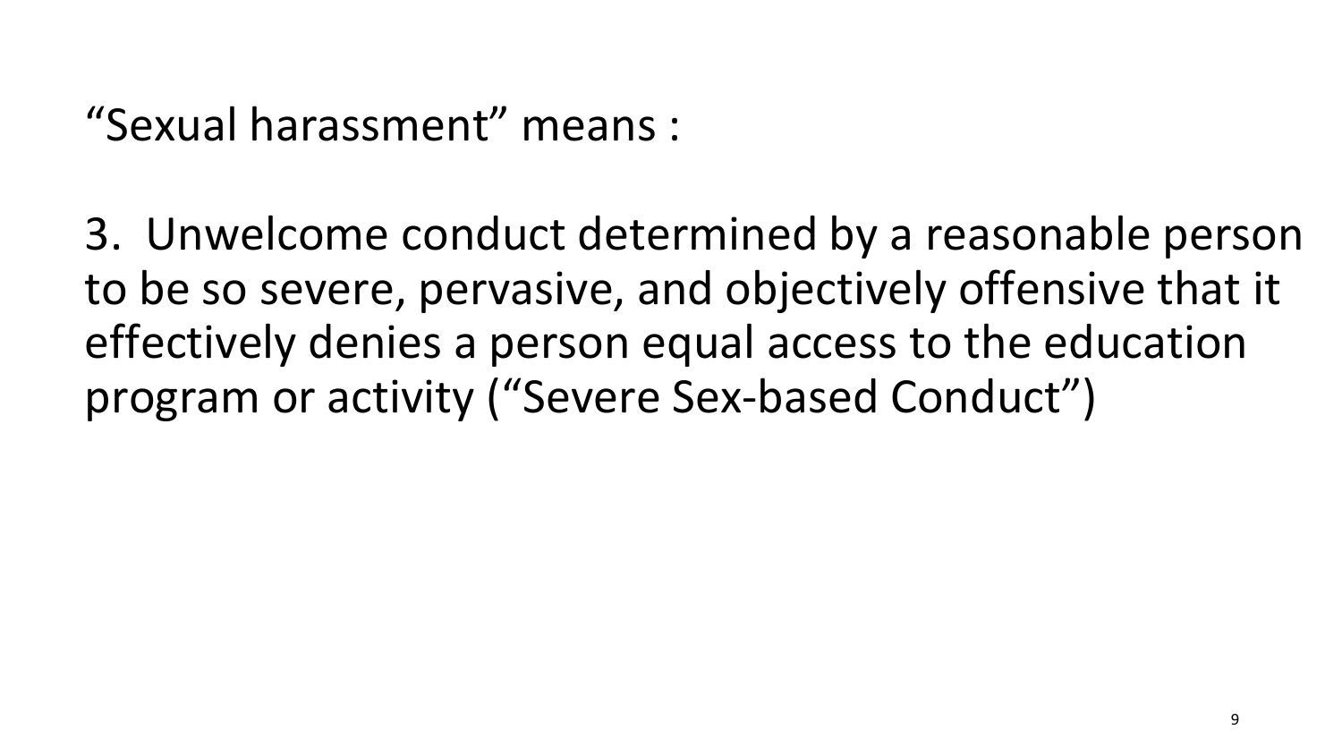"Sexual harassment" means :

3. Unwelcome conduct determined by a reasonable person to be so severe, pervasive, and objectively offensive that it effectively denies a person equal access to the education program or activity ("Severe Sex-based Conduct")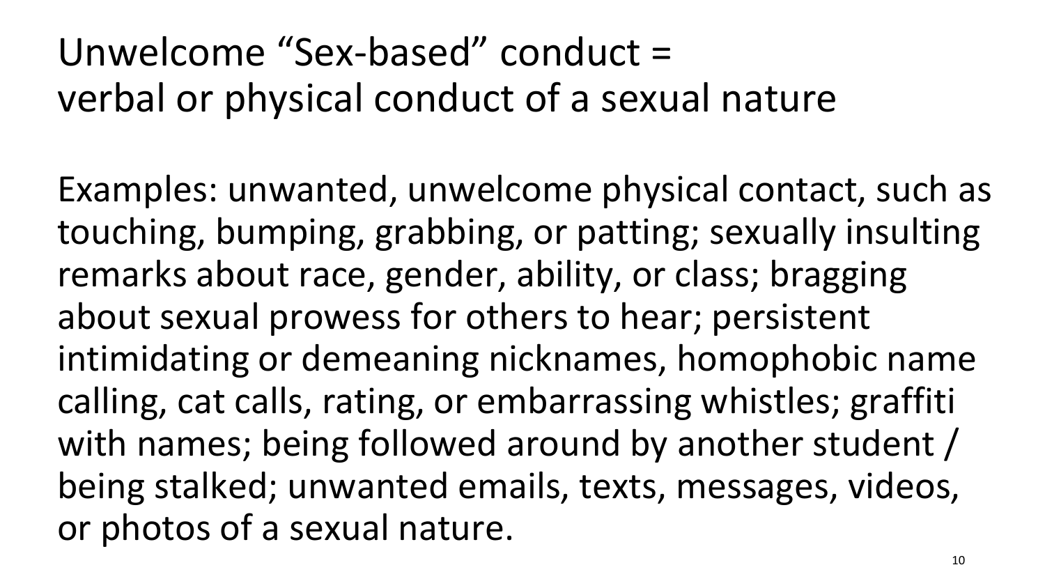# Unwelcome "Sex-based" conduct = verbal or physical conduct of a sexual nature

Examples: unwanted, unwelcome physical contact, such as touching, bumping, grabbing, or patting; sexually insulting remarks about race, gender, ability, or class; bragging about sexual prowess for others to hear; persistent intimidating or demeaning nicknames, homophobic name calling, cat calls, rating, or embarrassing whistles; graffiti with names; being followed around by another student / being stalked; unwanted emails, texts, messages, videos, or photos of a sexual nature.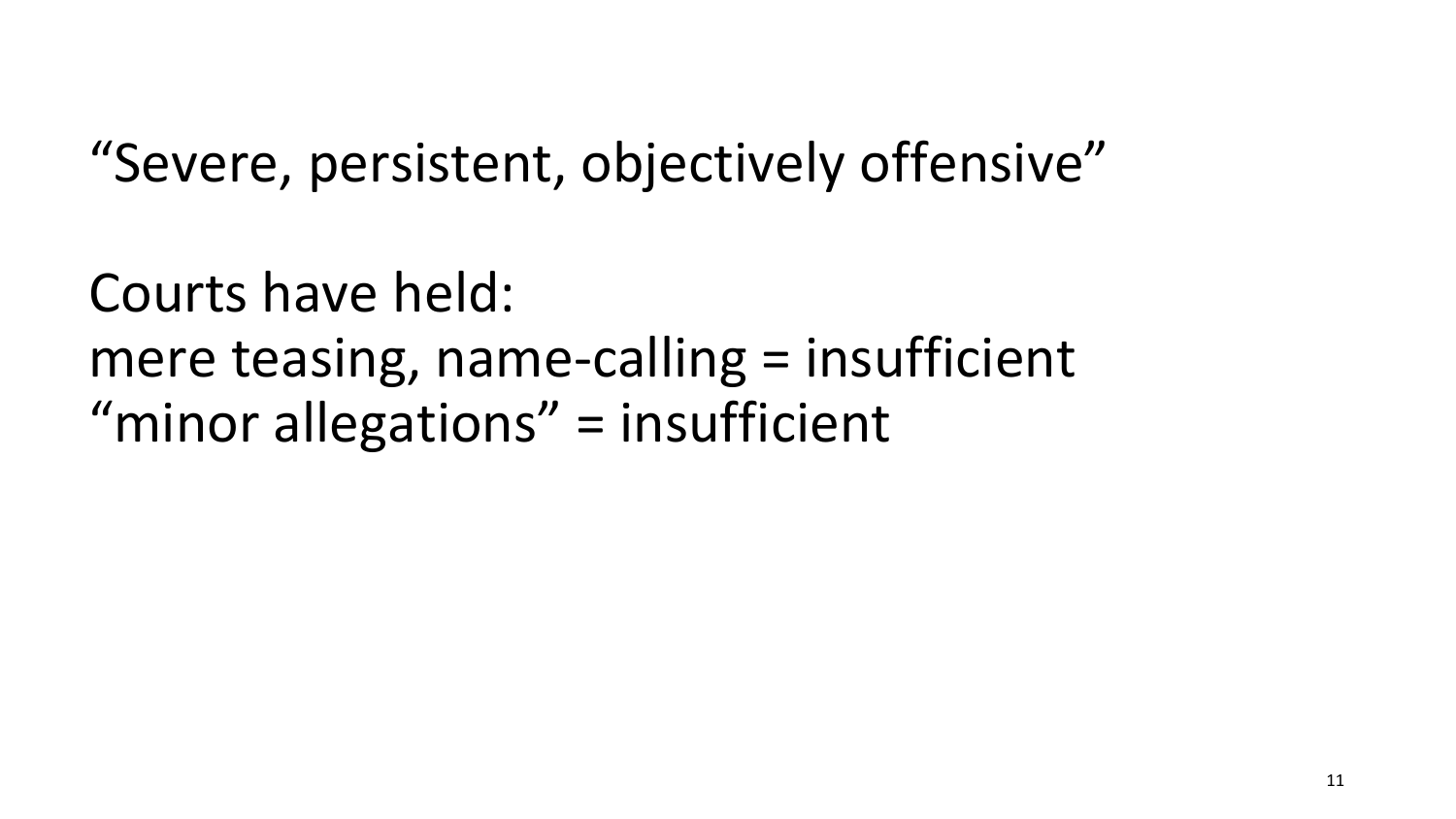"Severe, persistent, objectively offensive"

Courts have held:
mere teasing, name-calling = insufficient
"minor allegations" = insufficient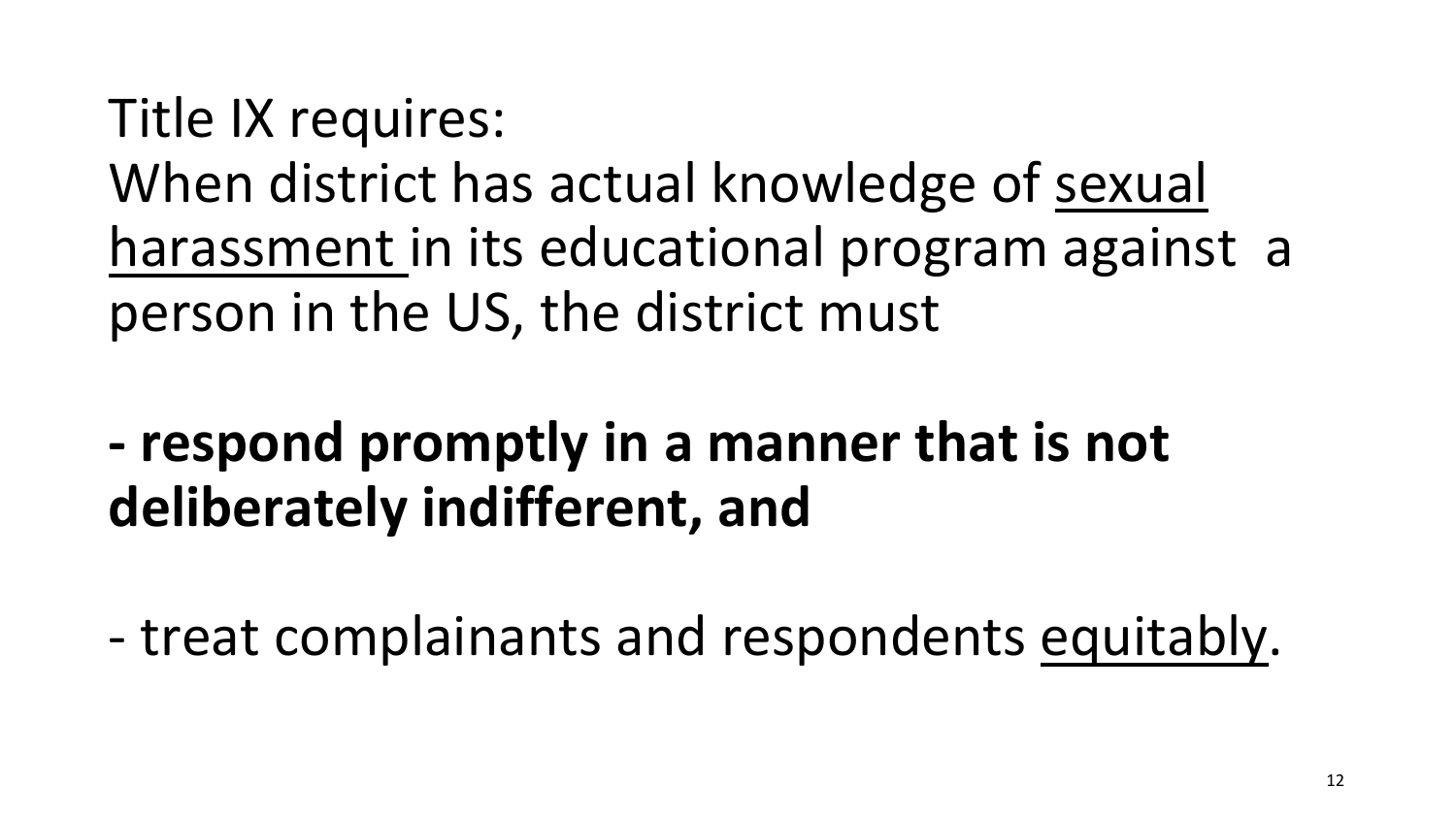Title IX requires:
When district has actual knowledge of <u>sexual harassment</u> in its educational program against a person in the US, the district must

**- respond promptly in a manner that is not deliberately indifferent, and**

- treat complainants and respondents <u>equitably</u>.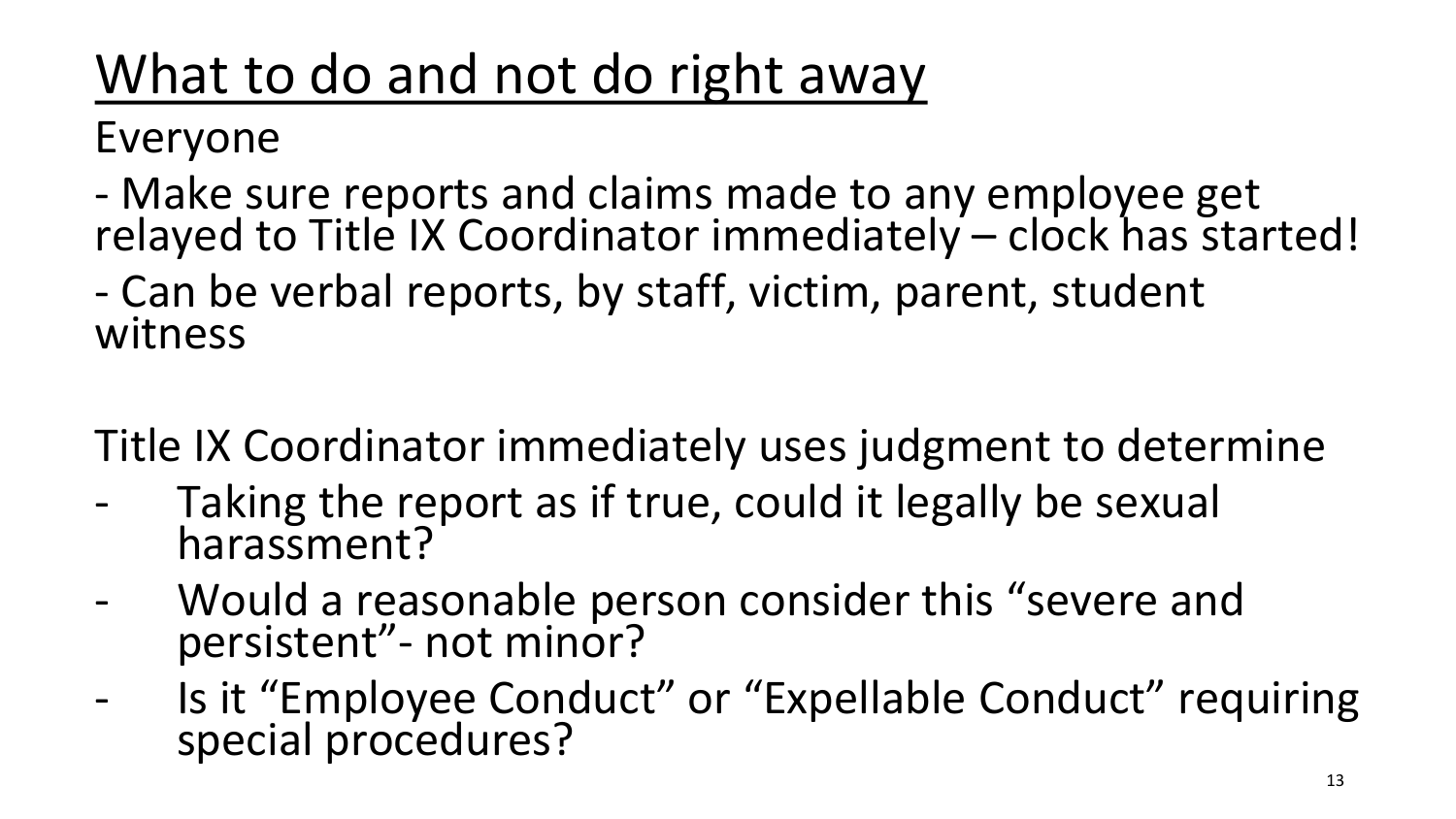# What to do and not do right away

Everyone

- Make sure reports and claims made to any employee get relayed to Title IX Coordinator immediately – clock has started!
- Can be verbal reports, by staff, victim, parent, student witness

Title IX Coordinator immediately uses judgment to determine

- Taking the report as if true, could it legally be sexual harassment?
- Would a reasonable person consider this "severe and persistent"- not minor?
- Is it "Employee Conduct" or "Expellable Conduct" requiring special procedures?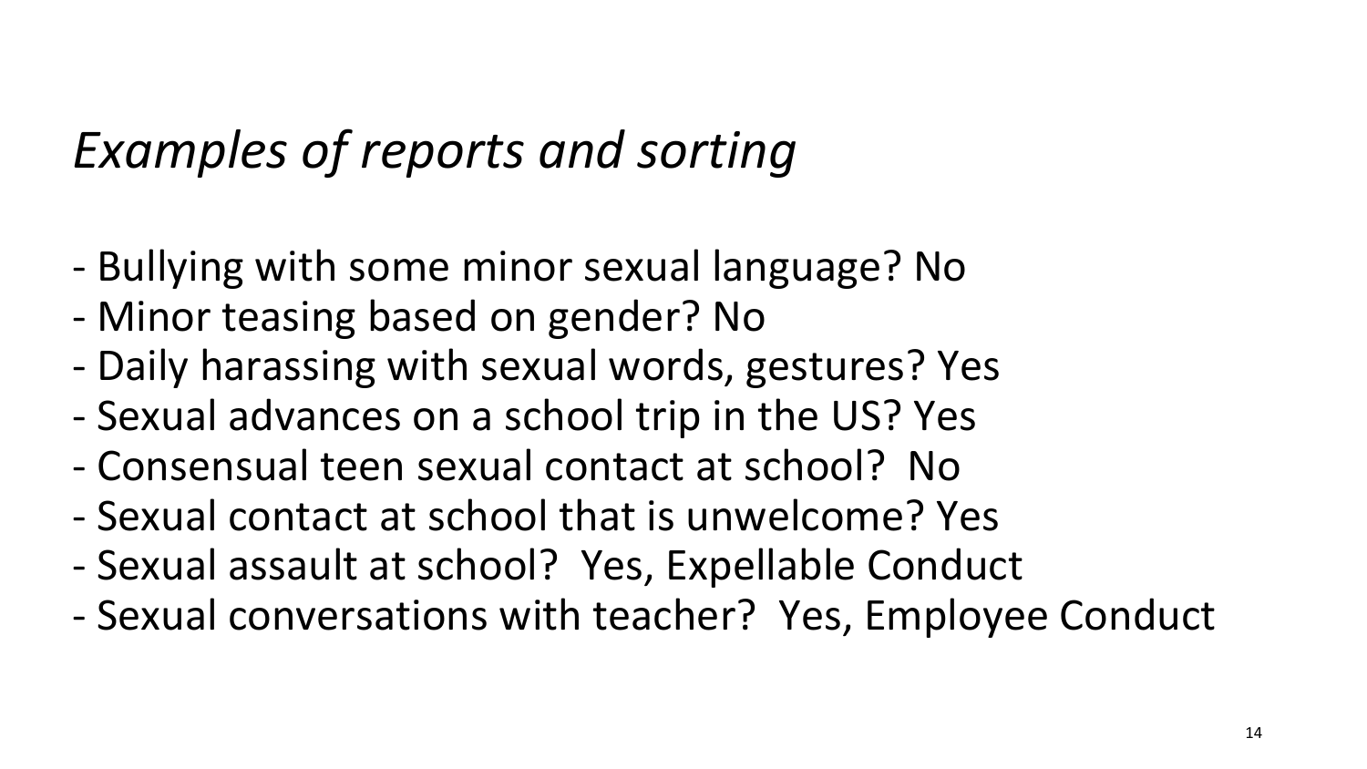## *Examples of reports and sorting*

- Bullying with some minor sexual language? No
- Minor teasing based on gender? No
- Daily harassing with sexual words, gestures? Yes
- Sexual advances on a school trip in the US? Yes
- Consensual teen sexual contact at school? No
- Sexual contact at school that is unwelcome? Yes
- Sexual assault at school? Yes, Expellable Conduct
- Sexual conversations with teacher? Yes, Employee Conduct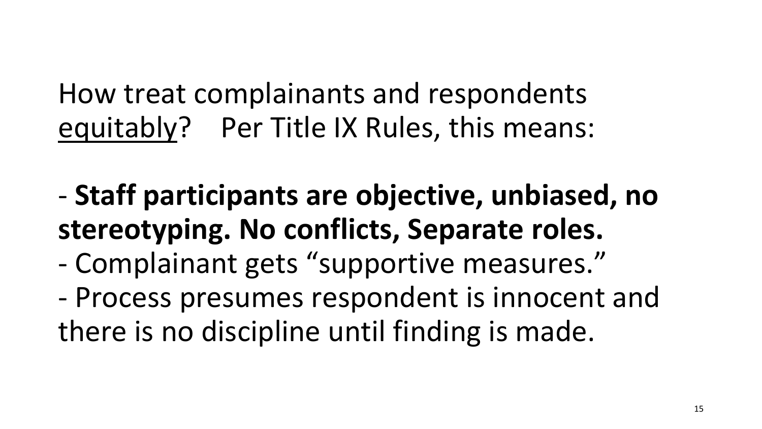How treat complainants and respondents <u>equitably</u>? Per Title IX Rules, this means:

- **Staff participants are objective, unbiased, no stereotyping. No conflicts, Separate roles.**
- Complainant gets "supportive measures."
- Process presumes respondent is innocent and there is no discipline until finding is made.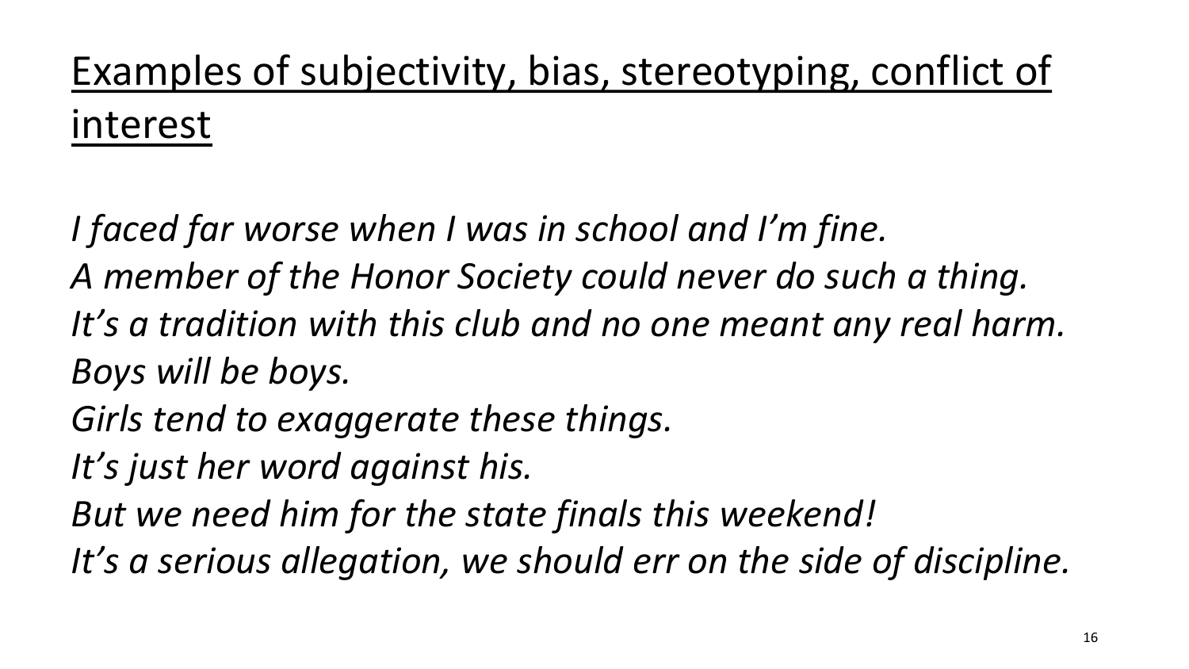# Examples of subjectivity, bias, stereotyping, conflict of interest

*I faced far worse when I was in school and I'm fine.*
*A member of the Honor Society could never do such a thing.*
*It's a tradition with this club and no one meant any real harm.*
*Boys will be boys.*
*Girls tend to exaggerate these things.*
*It's just her word against his.*
*But we need him for the state finals this weekend!*
*It's a serious allegation, we should err on the side of discipline.*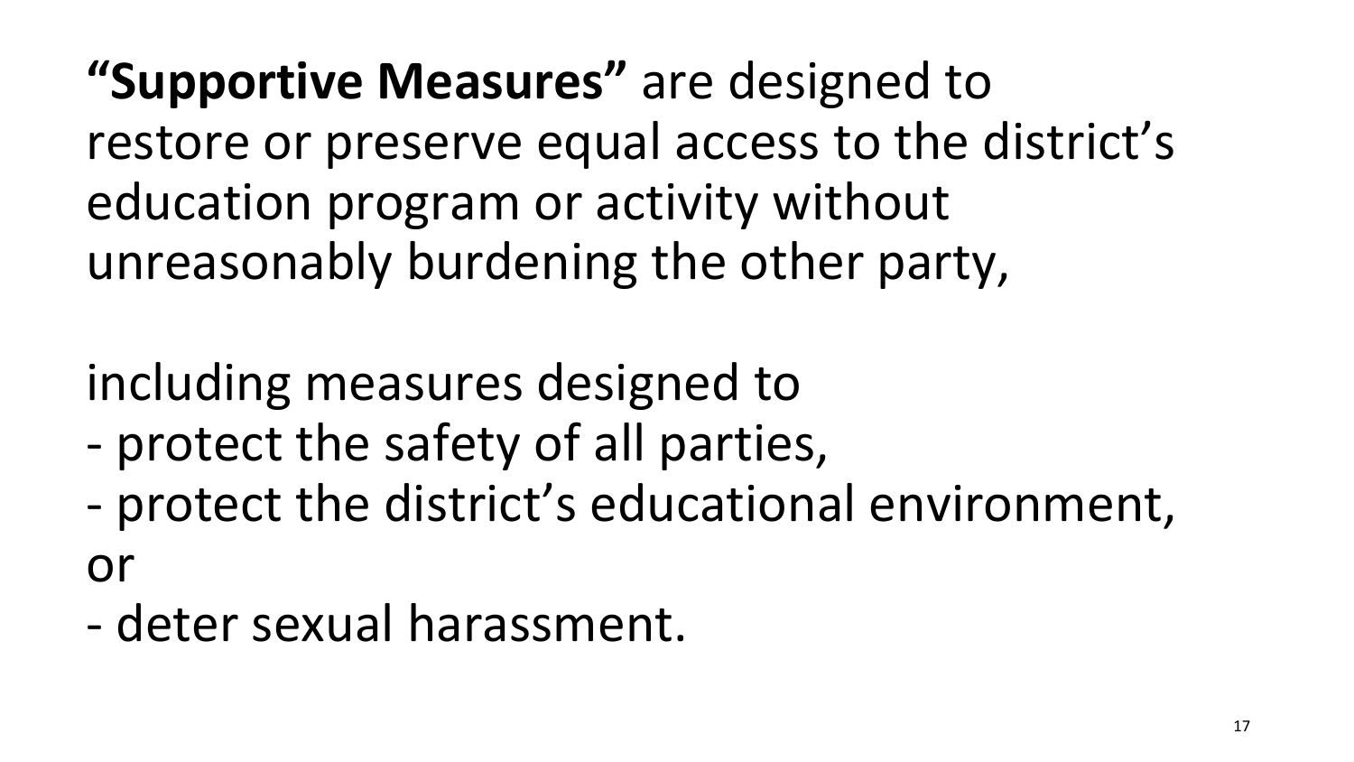**“Supportive Measures”** are designed to restore or preserve equal access to the district’s education program or activity without unreasonably burdening the other party,

including measures designed to

- protect the safety of all parties,
- protect the district’s educational environment, or
- deter sexual harassment.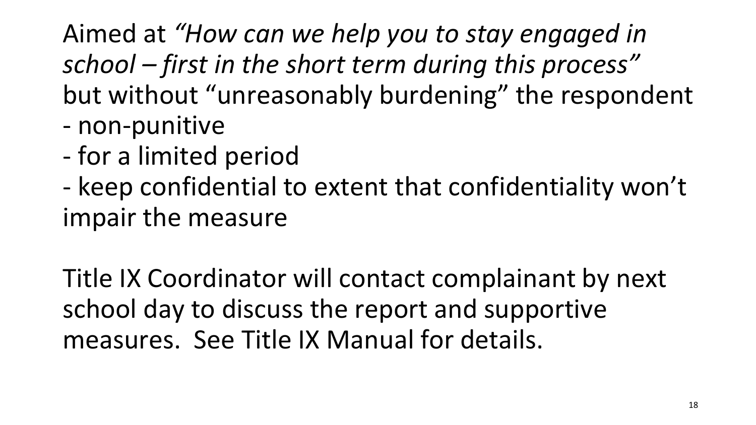Aimed at *"How can we help you to stay engaged in school – first in the short term during this process"* but without "unreasonably burdening" the respondent

- non-punitive
- for a limited period
- keep confidential to extent that confidentiality won't impair the measure

Title IX Coordinator will contact complainant by next school day to discuss the report and supportive measures. See Title IX Manual for details.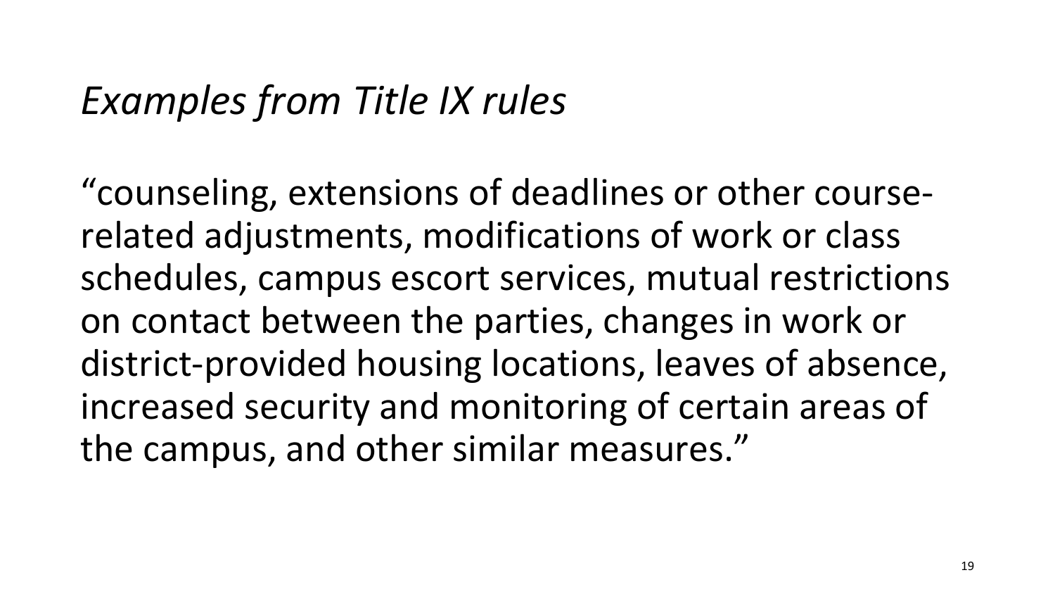## *Examples from Title IX rules*

“counseling, extensions of deadlines or other course-related adjustments, modifications of work or class schedules, campus escort services, mutual restrictions on contact between the parties, changes in work or district-provided housing locations, leaves of absence, increased security and monitoring of certain areas of the campus, and other similar measures.”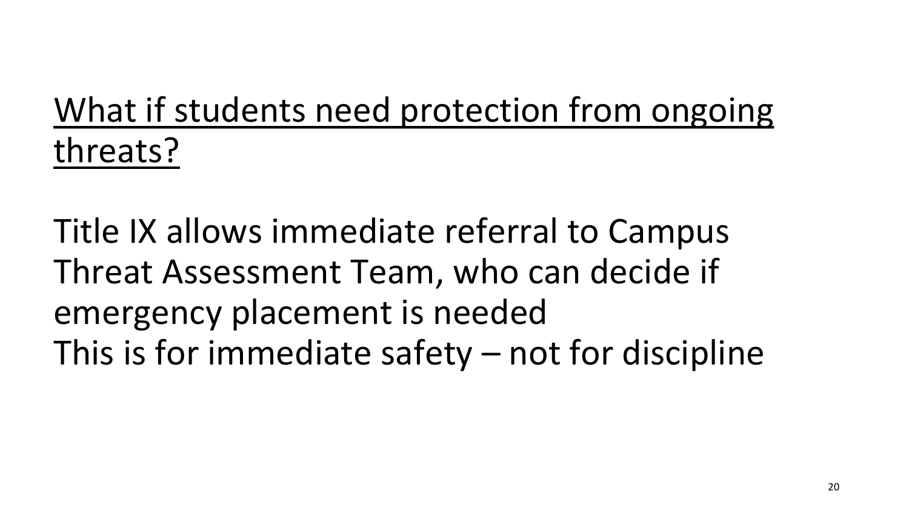## What if students need protection from ongoing threats?

Title IX allows immediate referral to Campus Threat Assessment Team, who can decide if emergency placement is needed

This is for immediate safety – not for discipline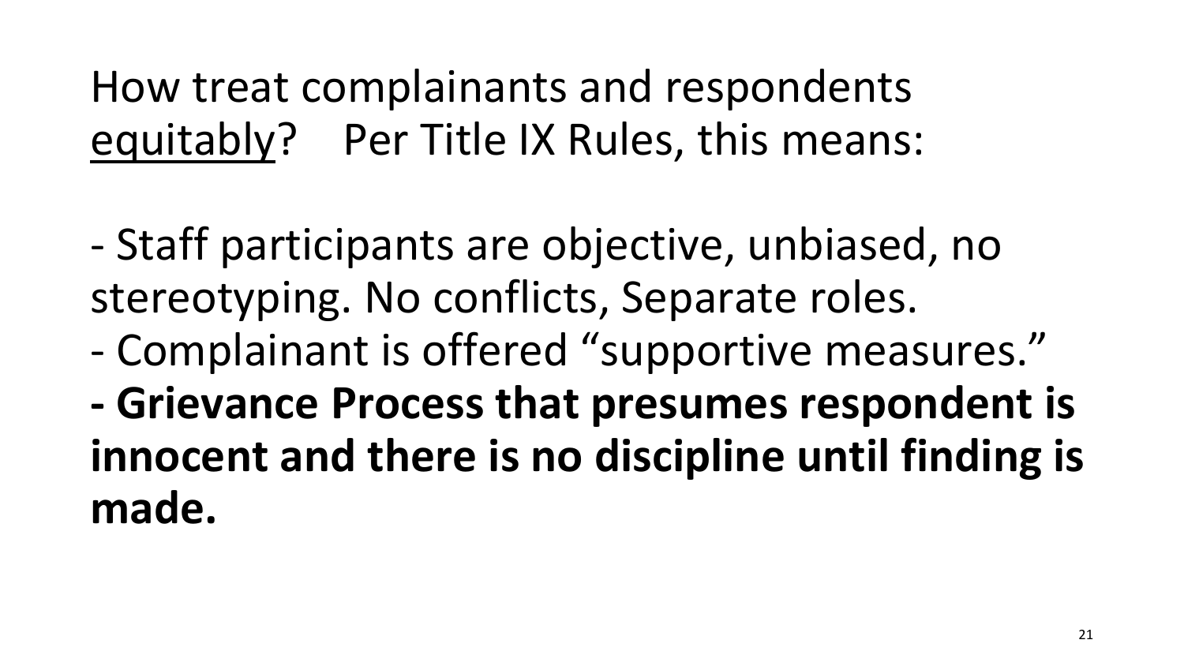# How treat complainants and respondents <u>equitably</u>? Per Title IX Rules, this means:

- Staff participants are objective, unbiased, no stereotyping. No conflicts, Separate roles.
- Complainant is offered "supportive measures."
- **Grievance Process that presumes respondent is innocent and there is no discipline until finding is made.**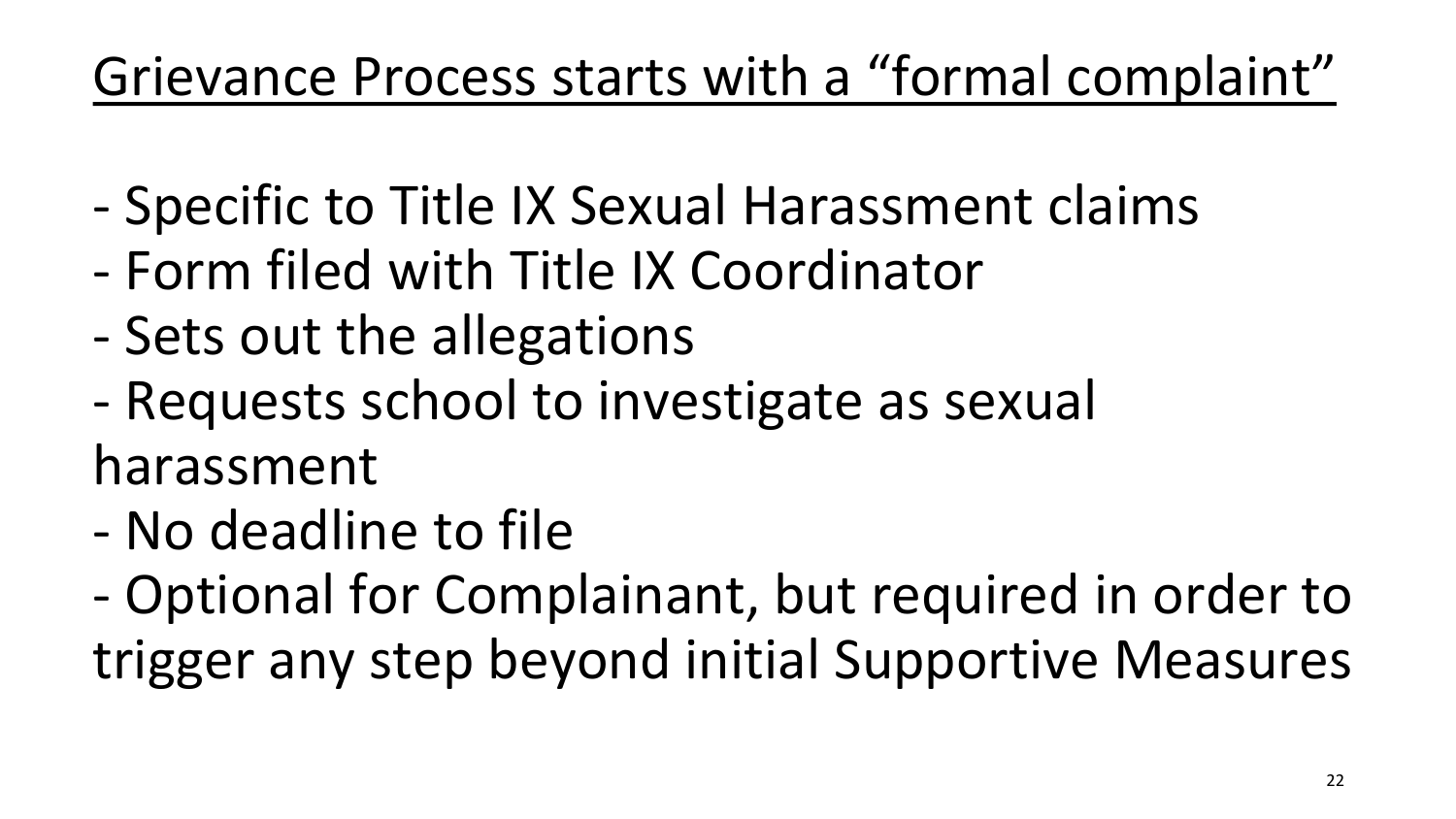# Grievance Process starts with a "formal complaint"

- Specific to Title IX Sexual Harassment claims
- Form filed with Title IX Coordinator
- Sets out the allegations
- Requests school to investigate as sexual harassment
- No deadline to file
- Optional for Complainant, but required in order to trigger any step beyond initial Supportive Measures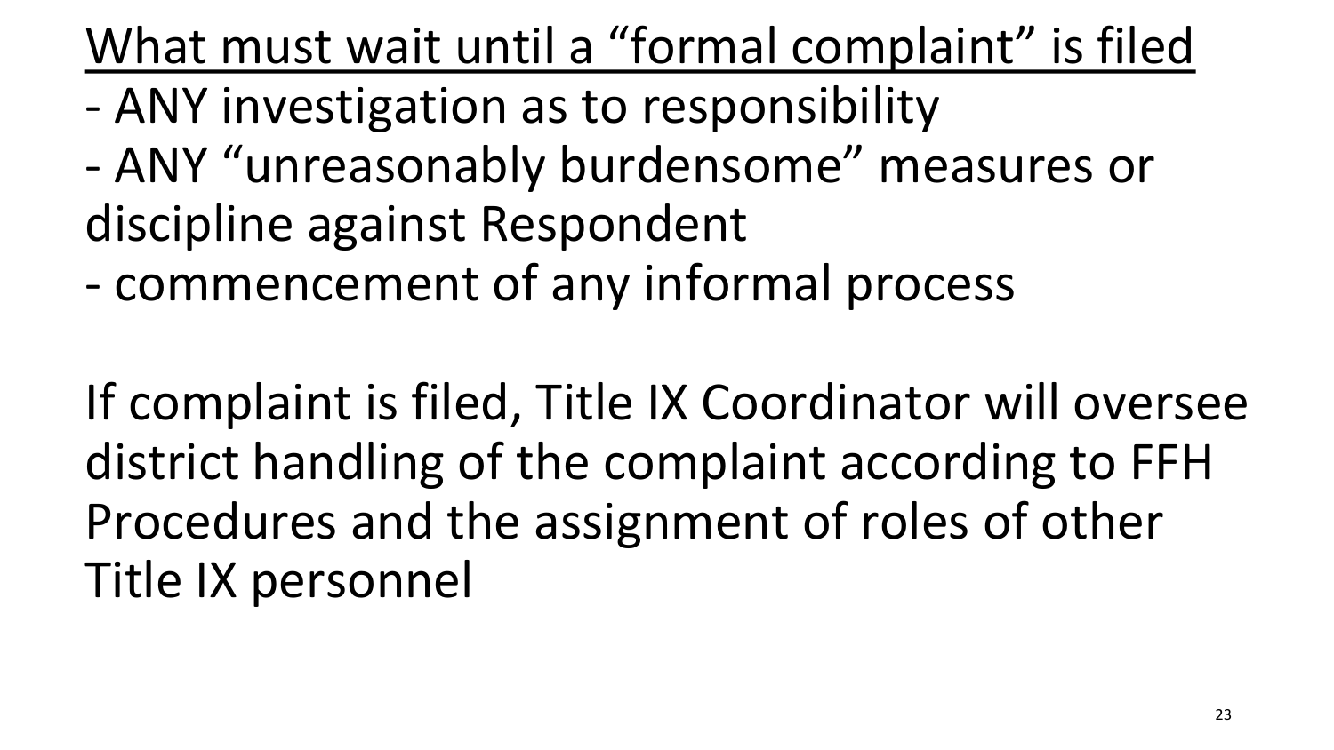## What must wait until a "formal complaint" is filed

- ANY investigation as to responsibility
- ANY "unreasonably burdensome" measures or discipline against Respondent
- commencement of any informal process

If complaint is filed, Title IX Coordinator will oversee district handling of the complaint according to FFH Procedures and the assignment of roles of other Title IX personnel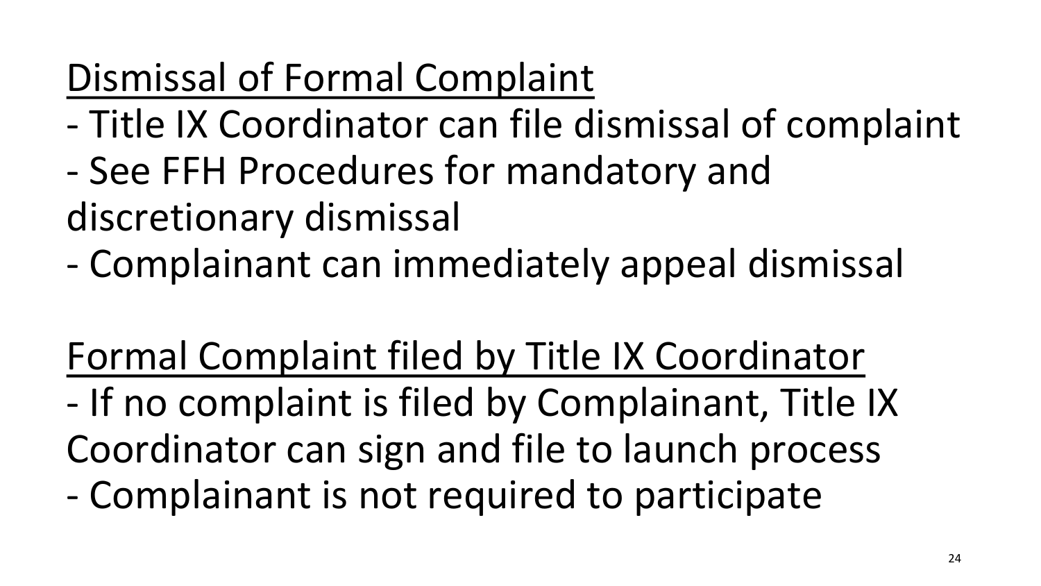## Dismissal of Formal Complaint

- Title IX Coordinator can file dismissal of complaint
- See FFH Procedures for mandatory and discretionary dismissal
- Complainant can immediately appeal dismissal

## Formal Complaint filed by Title IX Coordinator

- If no complaint is filed by Complainant, Title IX Coordinator can sign and file to launch process
- Complainant is not required to participate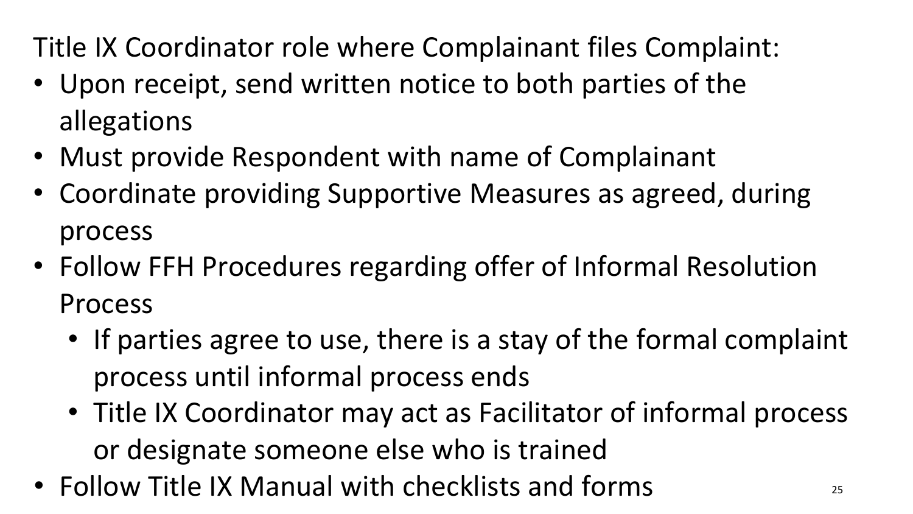Title IX Coordinator role where Complainant files Complaint:

- Upon receipt, send written notice to both parties of the allegations
- Must provide Respondent with name of Complainant
- Coordinate providing Supportive Measures as agreed, during process
- Follow FFH Procedures regarding offer of Informal Resolution Process
  - If parties agree to use, there is a stay of the formal complaint process until informal process ends
  - Title IX Coordinator may act as Facilitator of informal process or designate someone else who is trained
- Follow Title IX Manual with checklists and forms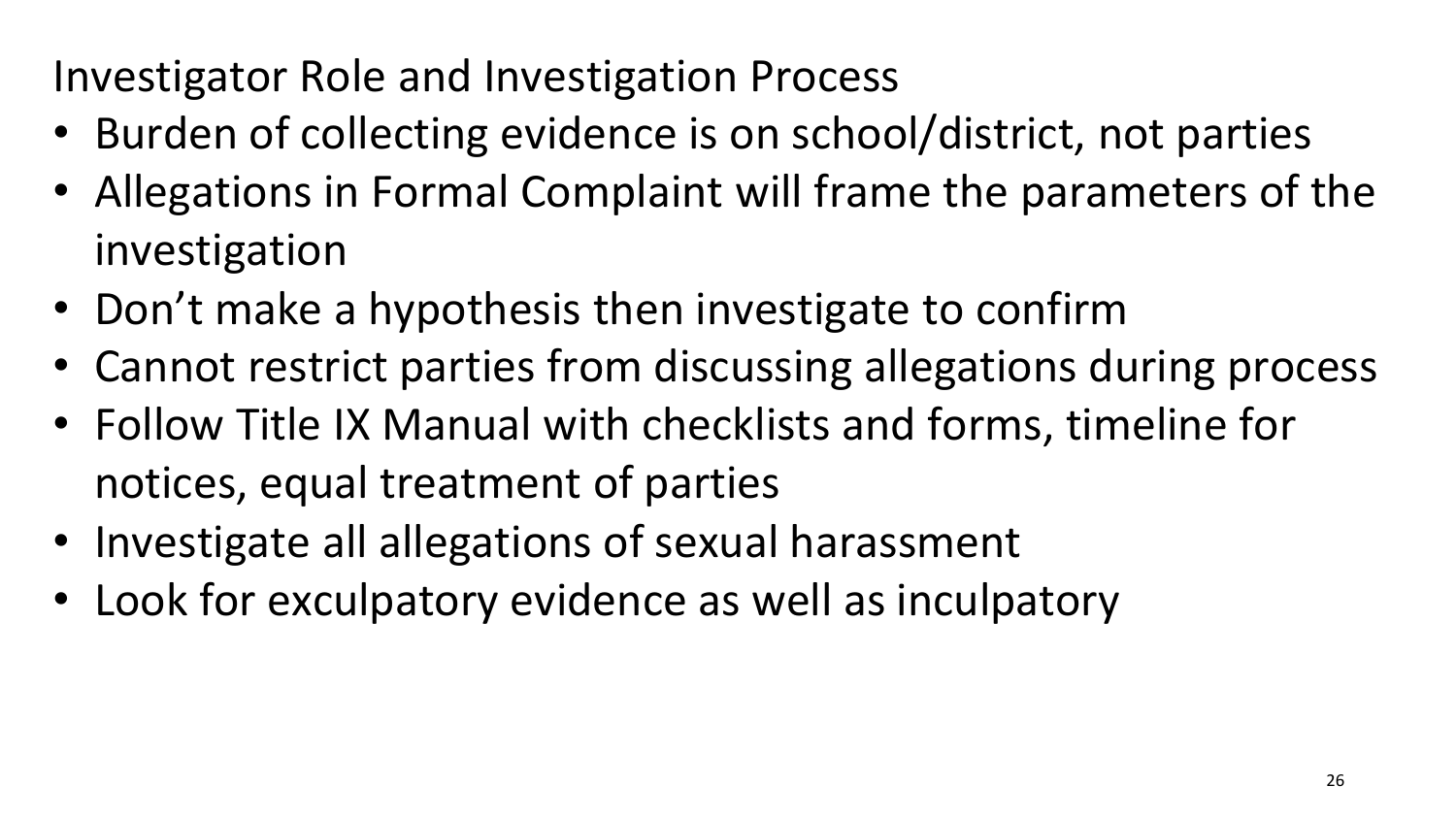## Investigator Role and Investigation Process

- Burden of collecting evidence is on school/district, not parties
- Allegations in Formal Complaint will frame the parameters of the investigation
- Don't make a hypothesis then investigate to confirm
- Cannot restrict parties from discussing allegations during process
- Follow Title IX Manual with checklists and forms, timeline for notices, equal treatment of parties
- Investigate all allegations of sexual harassment
- Look for exculpatory evidence as well as inculpatory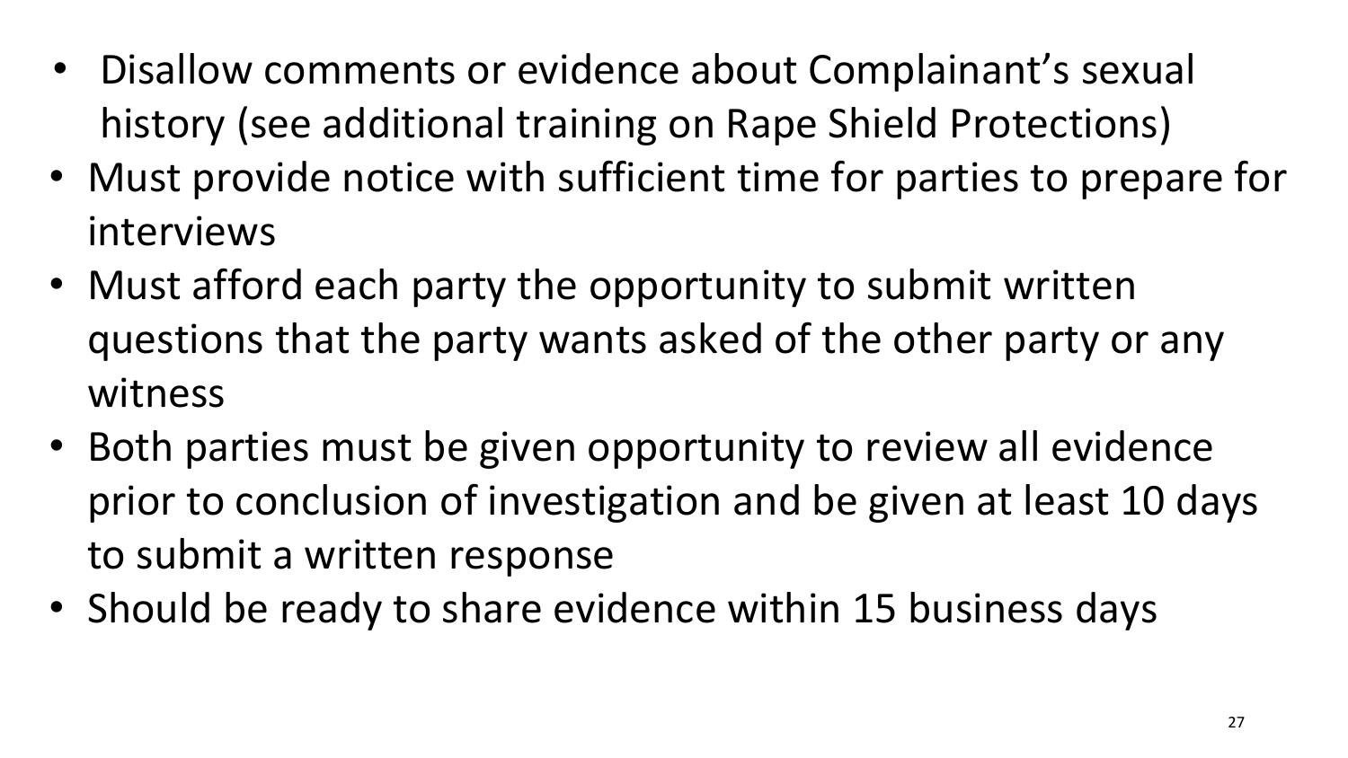- Disallow comments or evidence about Complainant's sexual history (see additional training on Rape Shield Protections)
- Must provide notice with sufficient time for parties to prepare for interviews
- Must afford each party the opportunity to submit written questions that the party wants asked of the other party or any witness
- Both parties must be given opportunity to review all evidence prior to conclusion of investigation and be given at least 10 days to submit a written response
- Should be ready to share evidence within 15 business days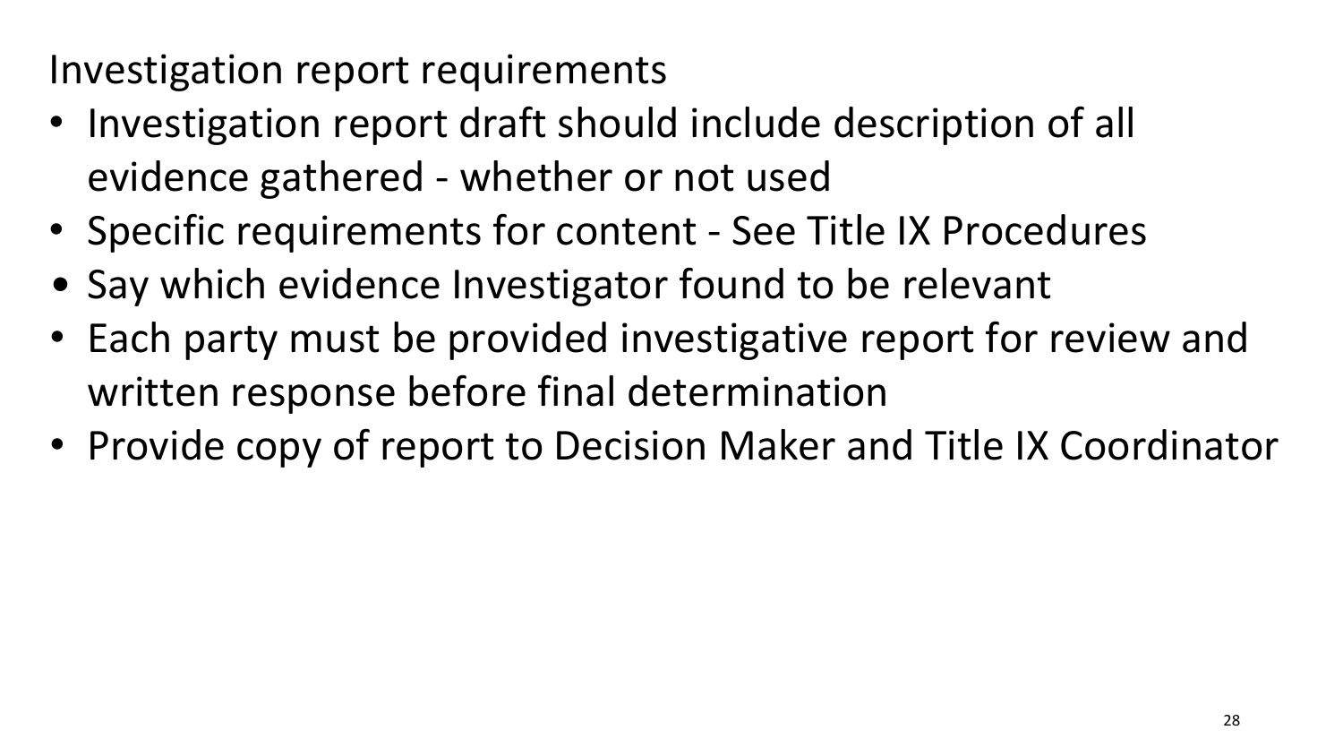# Investigation report requirements

- Investigation report draft should include description of all evidence gathered - whether or not used
- Specific requirements for content - See Title IX Procedures
- Say which evidence Investigator found to be relevant
- Each party must be provided investigative report for review and written response before final determination
- Provide copy of report to Decision Maker and Title IX Coordinator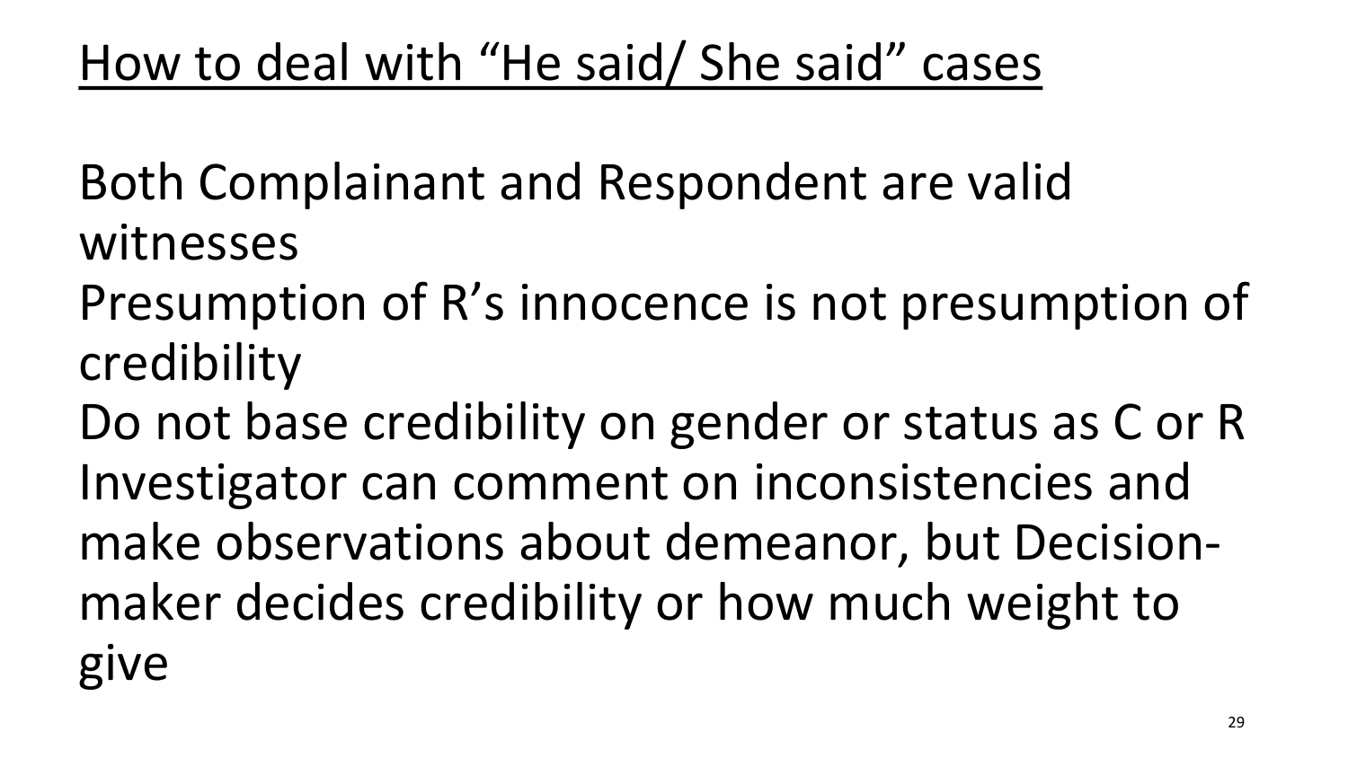# How to deal with "He said/ She said" cases

Both Complainant and Respondent are valid witnesses

Presumption of R's innocence is not presumption of credibility

Do not base credibility on gender or status as C or R

Investigator can comment on inconsistencies and make observations about demeanor, but Decision-maker decides credibility or how much weight to give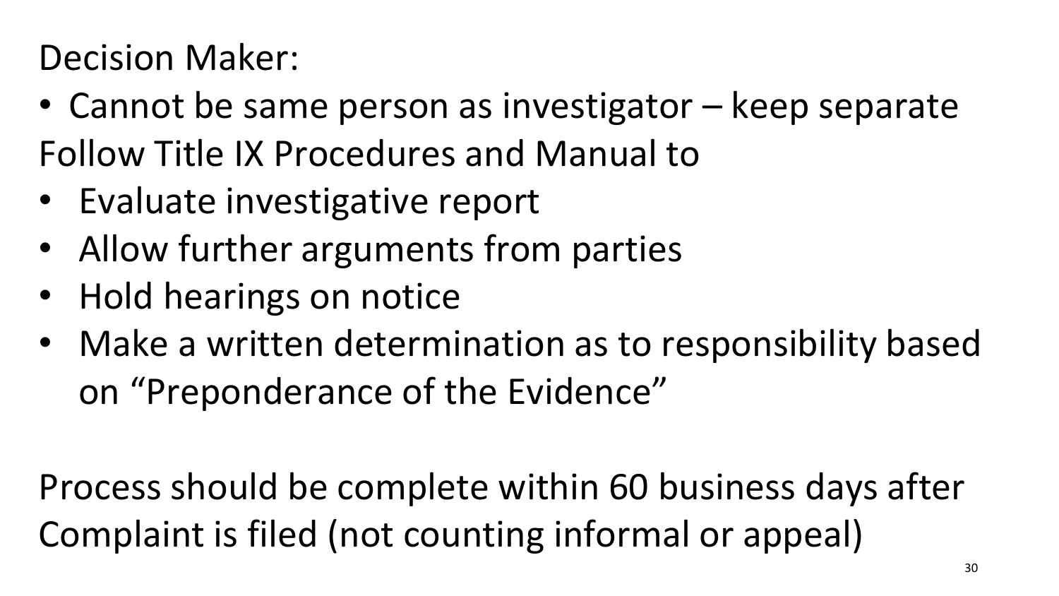Decision Maker:

- Cannot be same person as investigator – keep separate

Follow Title IX Procedures and Manual to

- Evaluate investigative report
- Allow further arguments from parties
- Hold hearings on notice
- Make a written determination as to responsibility based on "Preponderance of the Evidence"

Process should be complete within 60 business days after Complaint is filed (not counting informal or appeal)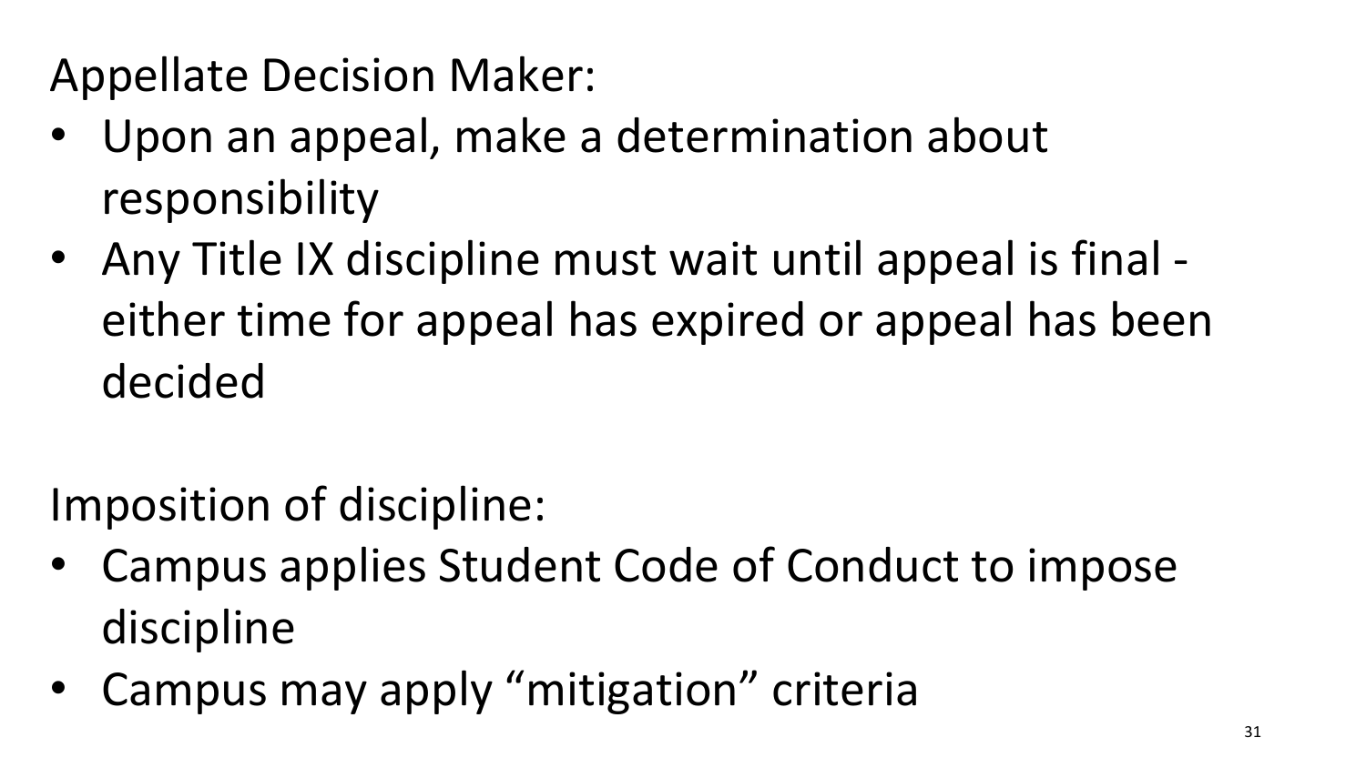Appellate Decision Maker:

- Upon an appeal, make a determination about responsibility
- Any Title IX discipline must wait until appeal is final - either time for appeal has expired or appeal has been decided

Imposition of discipline:

- Campus applies Student Code of Conduct to impose discipline
- Campus may apply “mitigation” criteria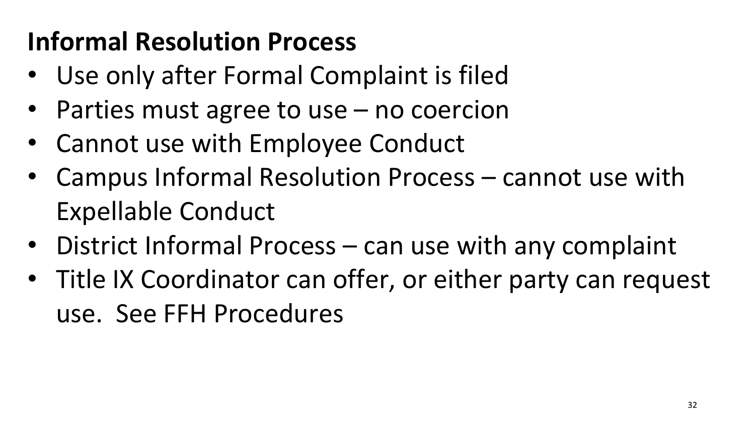## Informal Resolution Process

- Use only after Formal Complaint is filed
- Parties must agree to use – no coercion
- Cannot use with Employee Conduct
- Campus Informal Resolution Process – cannot use with Expellable Conduct
- District Informal Process – can use with any complaint
- Title IX Coordinator can offer, or either party can request use. See FFH Procedures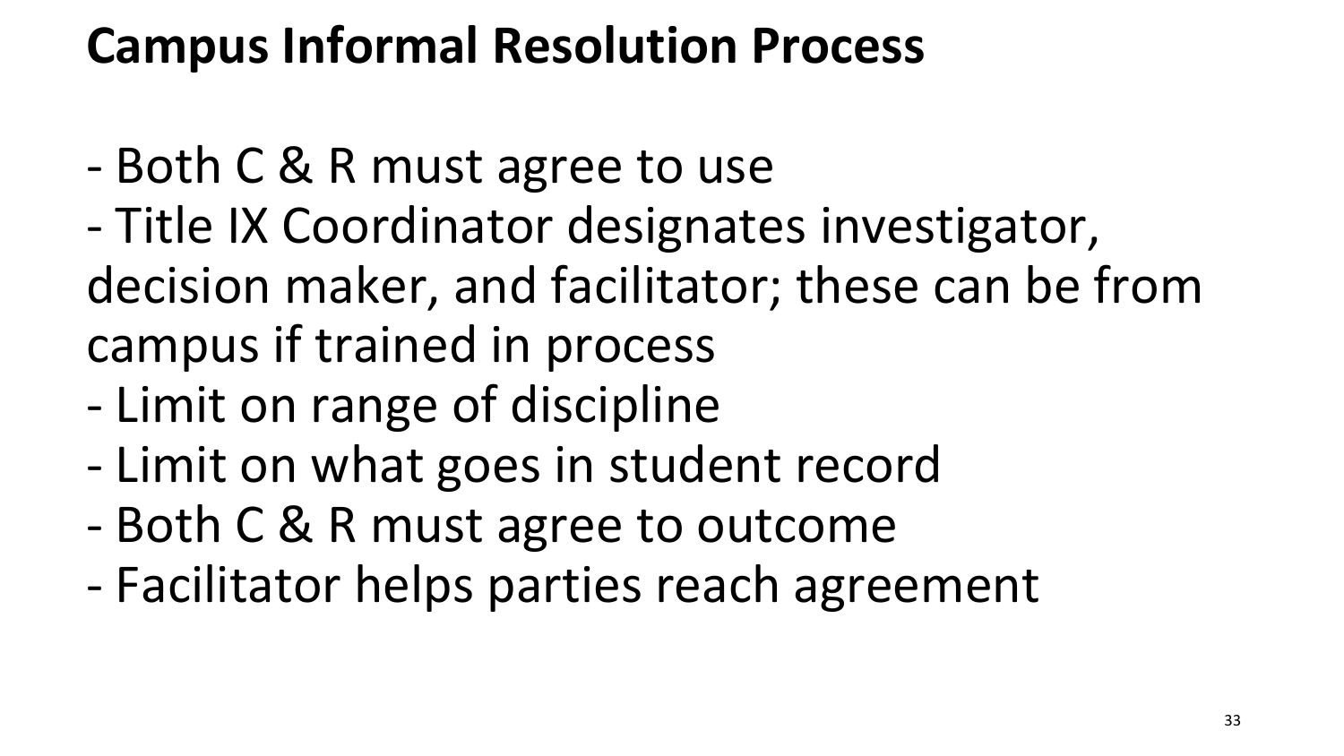# Campus Informal Resolution Process

- Both C & R must agree to use
- Title IX Coordinator designates investigator, decision maker, and facilitator; these can be from campus if trained in process
- Limit on range of discipline
- Limit on what goes in student record
- Both C & R must agree to outcome
- Facilitator helps parties reach agreement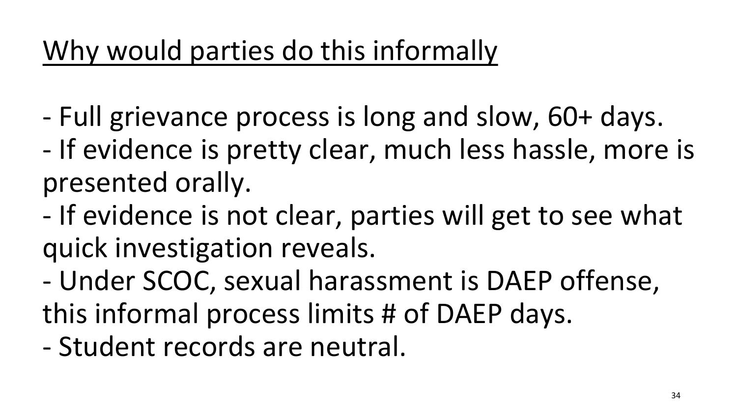# Why would parties do this informally

- Full grievance process is long and slow, 60+ days.
- If evidence is pretty clear, much less hassle, more is presented orally.
- If evidence is not clear, parties will get to see what quick investigation reveals.
- Under SCOC, sexual harassment is DAEP offense, this informal process limits # of DAEP days.
- Student records are neutral.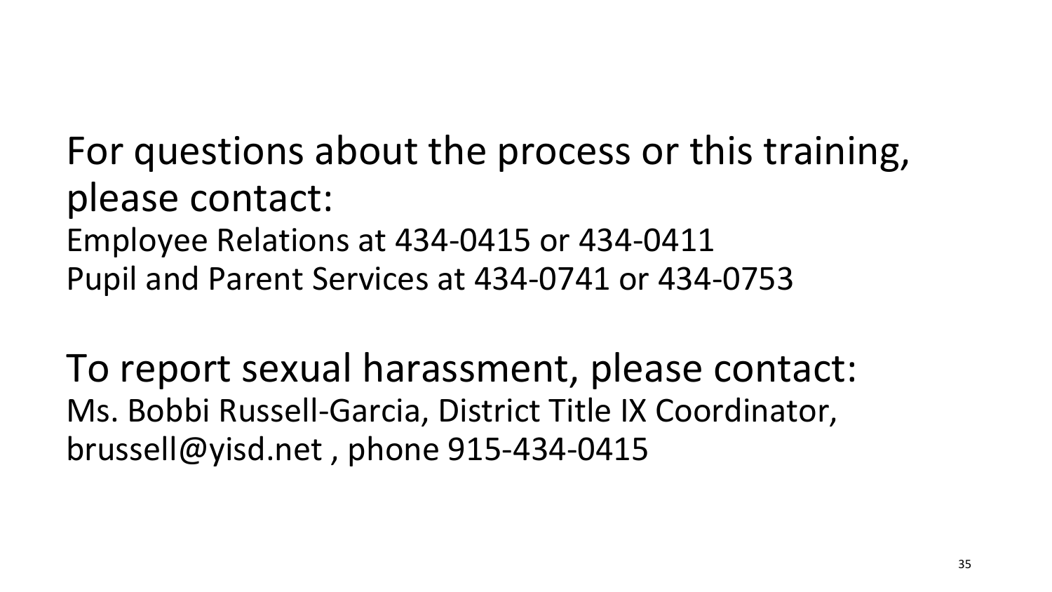For questions about the process or this training, please contact:

Employee Relations at 434-0415 or 434-0411
Pupil and Parent Services at 434-0741 or 434-0753

To report sexual harassment, please contact:

Ms. Bobbi Russell-Garcia, District Title IX Coordinator,
brussell@yisd.net , phone 915-434-0415